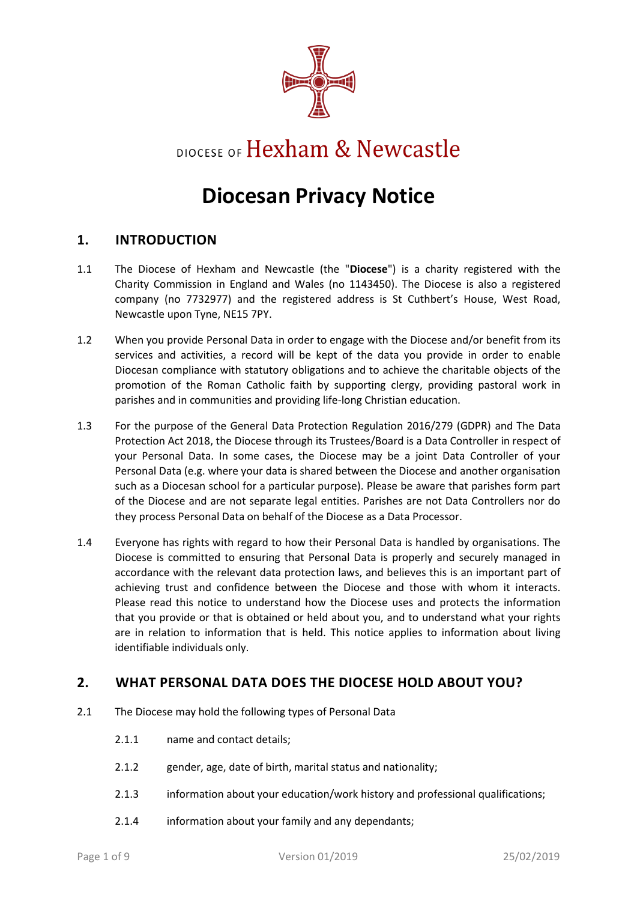DIOCESE OF Hexham & Newcastle

# Diocesan Privacy Notice

## 1. INTRODUCTION

1.1 The Diocese of Hexham and Newcastle (the "**Diocese**") is a charity registered with the Charity Commission in England and Wales (no 1143450). The Diocese is also a registered company (no 7732977) and the registered address is St Cuthbert's House, West Road, Newcastle upon Tyne, NE15 7PY.

1.2 When you provide Personal Data in order to engage with the Diocese and/or benefit from its services and activities, a record will be kept of the data you provide in order to enable Diocesan compliance with statutory obligations and to achieve the charitable objects of the promotion of the Roman Catholic faith by supporting clergy, providing pastoral work in parishes and in communities and providing life-long Christian education.

1.3 For the purpose of the General Data Protection Regulation 2016/279 (GDPR) and The Data Protection Act 2018, the Diocese through its Trustees/Board is a Data Controller in respect of your Personal Data. In some cases, the Diocese may be a joint Data Controller of your Personal Data (e.g. where your data is shared between the Diocese and another organisation such as a Diocesan school for a particular purpose). Please be aware that parishes form part of the Diocese and are not separate legal entities. Parishes are not Data Controllers nor do they process Personal Data on behalf of the Diocese as a Data Processor.

1.4 Everyone has rights with regard to how their Personal Data is handled by organisations. The Diocese is committed to ensuring that Personal Data is properly and securely managed in accordance with the relevant data protection laws, and believes this is an important part of achieving trust and confidence between the Diocese and those with whom it interacts. Please read this notice to understand how the Diocese uses and protects the information that you provide or that is obtained or held about you, and to understand what your rights are in relation to information that is held. This notice applies to information about living identifiable individuals only.

## 2. WHAT PERSONAL DATA DOES THE DIOCESE HOLD ABOUT YOU?

2.1 The Diocese may hold the following types of Personal Data

2.1.1 name and contact details;

2.1.2 gender, age, date of birth, marital status and nationality;

2.1.3 information about your education/work history and professional qualifications;

2.1.4 information about your family and any dependants;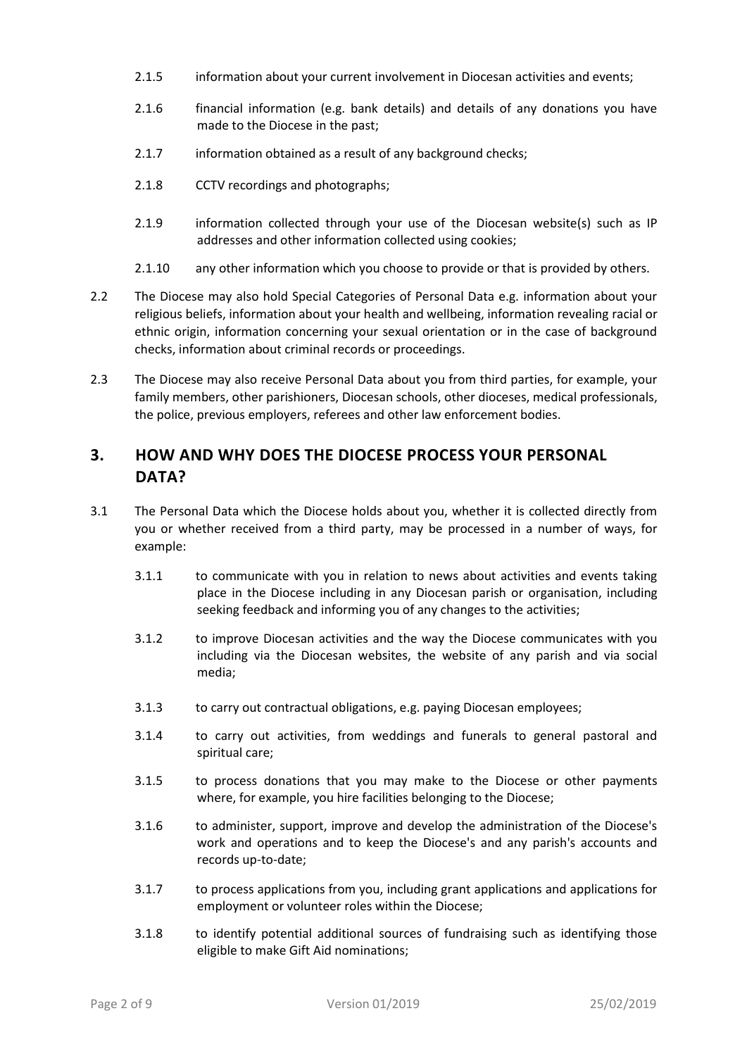2.1.5 information about your current involvement in Diocesan activities and events;

2.1.6 financial information (e.g. bank details) and details of any donations you have made to the Diocese in the past;

2.1.7 information obtained as a result of any background checks;

2.1.8 CCTV recordings and photographs;

2.1.9 information collected through your use of the Diocesan website(s) such as IP addresses and other information collected using cookies;

2.1.10 any other information which you choose to provide or that is provided by others.

2.2 The Diocese may also hold Special Categories of Personal Data e.g. information about your religious beliefs, information about your health and wellbeing, information revealing racial or ethnic origin, information concerning your sexual orientation or in the case of background checks, information about criminal records or proceedings.

2.3 The Diocese may also receive Personal Data about you from third parties, for example, your family members, other parishioners, Diocesan schools, other dioceses, medical professionals, the police, previous employers, referees and other law enforcement bodies.

## 3. HOW AND WHY DOES THE DIOCESE PROCESS YOUR PERSONAL DATA?

3.1 The Personal Data which the Diocese holds about you, whether it is collected directly from you or whether received from a third party, may be processed in a number of ways, for example:

3.1.1 to communicate with you in relation to news about activities and events taking place in the Diocese including in any Diocesan parish or organisation, including seeking feedback and informing you of any changes to the activities;

3.1.2 to improve Diocesan activities and the way the Diocese communicates with you including via the Diocesan websites, the website of any parish and via social media;

3.1.3 to carry out contractual obligations, e.g. paying Diocesan employees;

3.1.4 to carry out activities, from weddings and funerals to general pastoral and spiritual care;

3.1.5 to process donations that you may make to the Diocese or other payments where, for example, you hire facilities belonging to the Diocese;

3.1.6 to administer, support, improve and develop the administration of the Diocese's work and operations and to keep the Diocese's and any parish's accounts and records up-to-date;

3.1.7 to process applications from you, including grant applications and applications for employment or volunteer roles within the Diocese;

3.1.8 to identify potential additional sources of fundraising such as identifying those eligible to make Gift Aid nominations;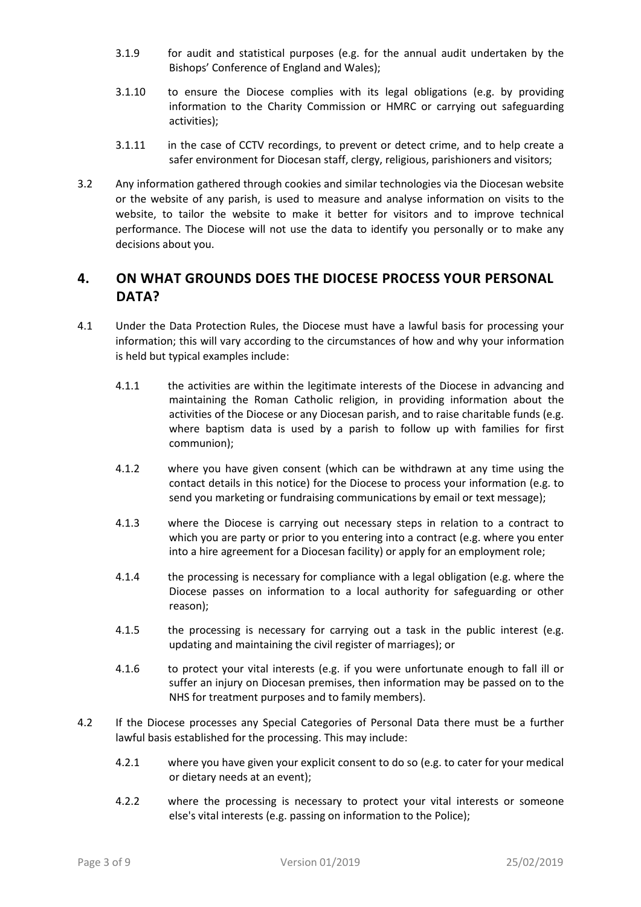3.1.9 for audit and statistical purposes (e.g. for the annual audit undertaken by the Bishops' Conference of England and Wales);

3.1.10 to ensure the Diocese complies with its legal obligations (e.g. by providing information to the Charity Commission or HMRC or carrying out safeguarding activities);

3.1.11 in the case of CCTV recordings, to prevent or detect crime, and to help create a safer environment for Diocesan staff, clergy, religious, parishioners and visitors;

3.2 Any information gathered through cookies and similar technologies via the Diocesan website or the website of any parish, is used to measure and analyse information on visits to the website, to tailor the website to make it better for visitors and to improve technical performance. The Diocese will not use the data to identify you personally or to make any decisions about you.

## 4. ON WHAT GROUNDS DOES THE DIOCESE PROCESS YOUR PERSONAL DATA?

4.1 Under the Data Protection Rules, the Diocese must have a lawful basis for processing your information; this will vary according to the circumstances of how and why your information is held but typical examples include:

4.1.1 the activities are within the legitimate interests of the Diocese in advancing and maintaining the Roman Catholic religion, in providing information about the activities of the Diocese or any Diocesan parish, and to raise charitable funds (e.g. where baptism data is used by a parish to follow up with families for first communion);

4.1.2 where you have given consent (which can be withdrawn at any time using the contact details in this notice) for the Diocese to process your information (e.g. to send you marketing or fundraising communications by email or text message);

4.1.3 where the Diocese is carrying out necessary steps in relation to a contract to which you are party or prior to you entering into a contract (e.g. where you enter into a hire agreement for a Diocesan facility) or apply for an employment role;

4.1.4 the processing is necessary for compliance with a legal obligation (e.g. where the Diocese passes on information to a local authority for safeguarding or other reason);

4.1.5 the processing is necessary for carrying out a task in the public interest (e.g. updating and maintaining the civil register of marriages); or

4.1.6 to protect your vital interests (e.g. if you were unfortunate enough to fall ill or suffer an injury on Diocesan premises, then information may be passed on to the NHS for treatment purposes and to family members).

4.2 If the Diocese processes any Special Categories of Personal Data there must be a further lawful basis established for the processing. This may include:

4.2.1 where you have given your explicit consent to do so (e.g. to cater for your medical or dietary needs at an event);

4.2.2 where the processing is necessary to protect your vital interests or someone else's vital interests (e.g. passing on information to the Police);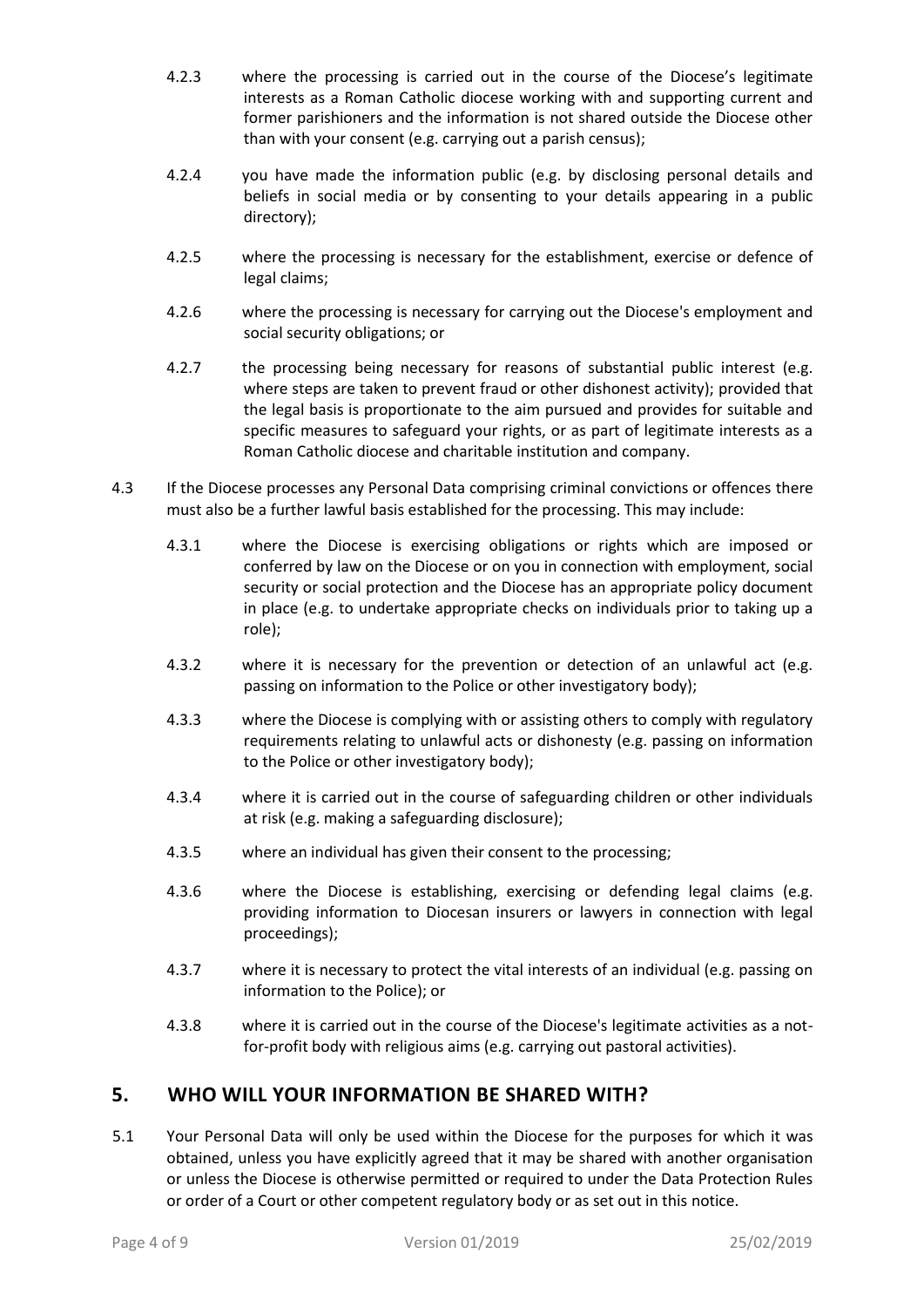4.2.3 where the processing is carried out in the course of the Diocese's legitimate interests as a Roman Catholic diocese working with and supporting current and former parishioners and the information is not shared outside the Diocese other than with your consent (e.g. carrying out a parish census);

4.2.4 you have made the information public (e.g. by disclosing personal details and beliefs in social media or by consenting to your details appearing in a public directory);

4.2.5 where the processing is necessary for the establishment, exercise or defence of legal claims;

4.2.6 where the processing is necessary for carrying out the Diocese's employment and social security obligations; or

4.2.7 the processing being necessary for reasons of substantial public interest (e.g. where steps are taken to prevent fraud or other dishonest activity); provided that the legal basis is proportionate to the aim pursued and provides for suitable and specific measures to safeguard your rights, or as part of legitimate interests as a Roman Catholic diocese and charitable institution and company.

4.3 If the Diocese processes any Personal Data comprising criminal convictions or offences there must also be a further lawful basis established for the processing. This may include:

4.3.1 where the Diocese is exercising obligations or rights which are imposed or conferred by law on the Diocese or on you in connection with employment, social security or social protection and the Diocese has an appropriate policy document in place (e.g. to undertake appropriate checks on individuals prior to taking up a role);

4.3.2 where it is necessary for the prevention or detection of an unlawful act (e.g. passing on information to the Police or other investigatory body);

4.3.3 where the Diocese is complying with or assisting others to comply with regulatory requirements relating to unlawful acts or dishonesty (e.g. passing on information to the Police or other investigatory body);

4.3.4 where it is carried out in the course of safeguarding children or other individuals at risk (e.g. making a safeguarding disclosure);

4.3.5 where an individual has given their consent to the processing;

4.3.6 where the Diocese is establishing, exercising or defending legal claims (e.g. providing information to Diocesan insurers or lawyers in connection with legal proceedings);

4.3.7 where it is necessary to protect the vital interests of an individual (e.g. passing on information to the Police); or

4.3.8 where it is carried out in the course of the Diocese's legitimate activities as a not-for-profit body with religious aims (e.g. carrying out pastoral activities).

## 5. WHO WILL YOUR INFORMATION BE SHARED WITH?

5.1 Your Personal Data will only be used within the Diocese for the purposes for which it was obtained, unless you have explicitly agreed that it may be shared with another organisation or unless the Diocese is otherwise permitted or required to under the Data Protection Rules or order of a Court or other competent regulatory body or as set out in this notice.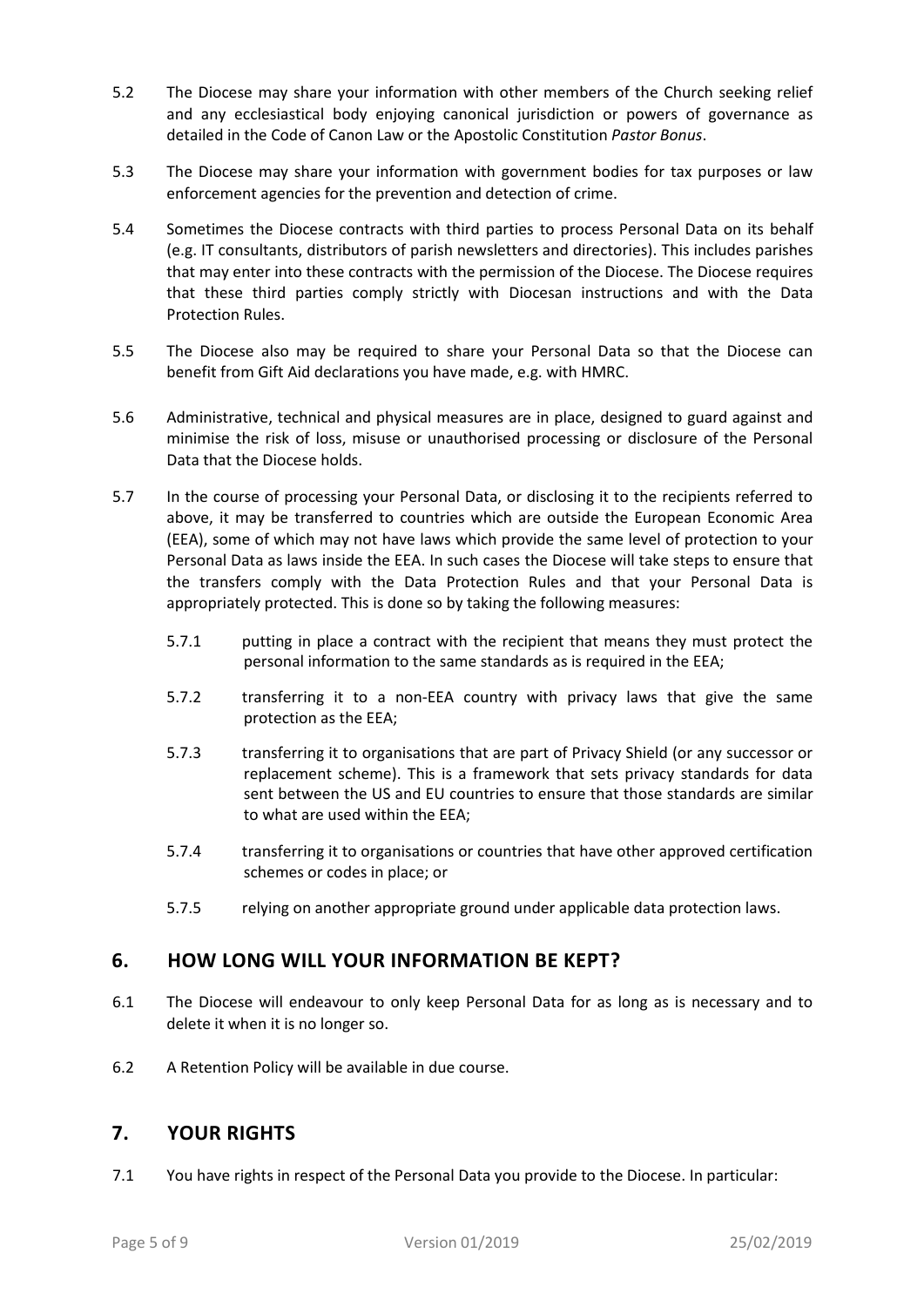5.2 The Diocese may share your information with other members of the Church seeking relief and any ecclesiastical body enjoying canonical jurisdiction or powers of governance as detailed in the Code of Canon Law or the Apostolic Constitution *Pastor Bonus*.

5.3 The Diocese may share your information with government bodies for tax purposes or law enforcement agencies for the prevention and detection of crime.

5.4 Sometimes the Diocese contracts with third parties to process Personal Data on its behalf (e.g. IT consultants, distributors of parish newsletters and directories). This includes parishes that may enter into these contracts with the permission of the Diocese. The Diocese requires that these third parties comply strictly with Diocesan instructions and with the Data Protection Rules.

5.5 The Diocese also may be required to share your Personal Data so that the Diocese can benefit from Gift Aid declarations you have made, e.g. with HMRC.

5.6 Administrative, technical and physical measures are in place, designed to guard against and minimise the risk of loss, misuse or unauthorised processing or disclosure of the Personal Data that the Diocese holds.

5.7 In the course of processing your Personal Data, or disclosing it to the recipients referred to above, it may be transferred to countries which are outside the European Economic Area (EEA), some of which may not have laws which provide the same level of protection to your Personal Data as laws inside the EEA. In such cases the Diocese will take steps to ensure that the transfers comply with the Data Protection Rules and that your Personal Data is appropriately protected. This is done so by taking the following measures:

5.7.1 putting in place a contract with the recipient that means they must protect the personal information to the same standards as is required in the EEA;

5.7.2 transferring it to a non-EEA country with privacy laws that give the same protection as the EEA;

5.7.3 transferring it to organisations that are part of Privacy Shield (or any successor or replacement scheme). This is a framework that sets privacy standards for data sent between the US and EU countries to ensure that those standards are similar to what are used within the EEA;

5.7.4 transferring it to organisations or countries that have other approved certification schemes or codes in place; or

5.7.5 relying on another appropriate ground under applicable data protection laws.

## 6. HOW LONG WILL YOUR INFORMATION BE KEPT?

6.1 The Diocese will endeavour to only keep Personal Data for as long as is necessary and to delete it when it is no longer so.

6.2 A Retention Policy will be available in due course.

## 7. YOUR RIGHTS

7.1 You have rights in respect of the Personal Data you provide to the Diocese. In particular: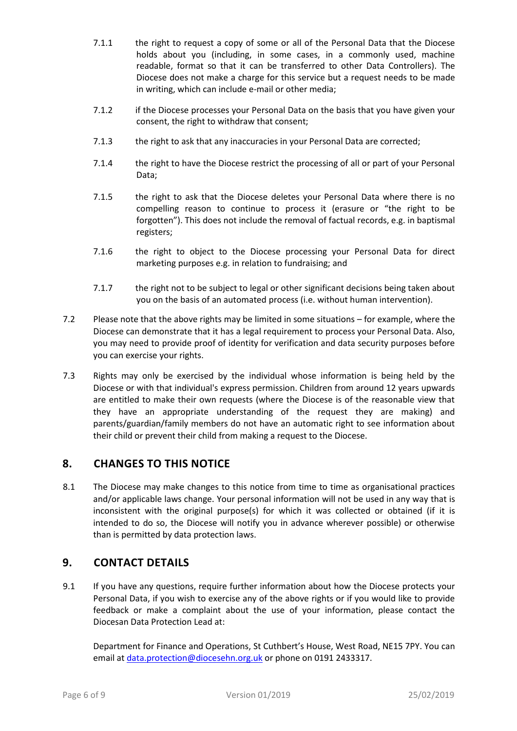7.1.1 the right to request a copy of some or all of the Personal Data that the Diocese holds about you (including, in some cases, in a commonly used, machine readable, format so that it can be transferred to other Data Controllers). The Diocese does not make a charge for this service but a request needs to be made in writing, which can include e-mail or other media;

7.1.2 if the Diocese processes your Personal Data on the basis that you have given your consent, the right to withdraw that consent;

7.1.3 the right to ask that any inaccuracies in your Personal Data are corrected;

7.1.4 the right to have the Diocese restrict the processing of all or part of your Personal Data;

7.1.5 the right to ask that the Diocese deletes your Personal Data where there is no compelling reason to continue to process it (erasure or "the right to be forgotten"). This does not include the removal of factual records, e.g. in baptismal registers;

7.1.6 the right to object to the Diocese processing your Personal Data for direct marketing purposes e.g. in relation to fundraising; and

7.1.7 the right not to be subject to legal or other significant decisions being taken about you on the basis of an automated process (i.e. without human intervention).

7.2 Please note that the above rights may be limited in some situations – for example, where the Diocese can demonstrate that it has a legal requirement to process your Personal Data. Also, you may need to provide proof of identity for verification and data security purposes before you can exercise your rights.

7.3 Rights may only be exercised by the individual whose information is being held by the Diocese or with that individual's express permission. Children from around 12 years upwards are entitled to make their own requests (where the Diocese is of the reasonable view that they have an appropriate understanding of the request they are making) and parents/guardian/family members do not have an automatic right to see information about their child or prevent their child from making a request to the Diocese.

## 8. CHANGES TO THIS NOTICE

8.1 The Diocese may make changes to this notice from time to time as organisational practices and/or applicable laws change. Your personal information will not be used in any way that is inconsistent with the original purpose(s) for which it was collected or obtained (if it is intended to do so, the Diocese will notify you in advance wherever possible) or otherwise than is permitted by data protection laws.

## 9. CONTACT DETAILS

9.1 If you have any questions, require further information about how the Diocese protects your Personal Data, if you wish to exercise any of the above rights or if you would like to provide feedback or make a complaint about the use of your information, please contact the Diocesan Data Protection Lead at:

Department for Finance and Operations, St Cuthbert's House, West Road, NE15 7PY. You can email at data.protection@diocesehn.org.uk or phone on 0191 2433317.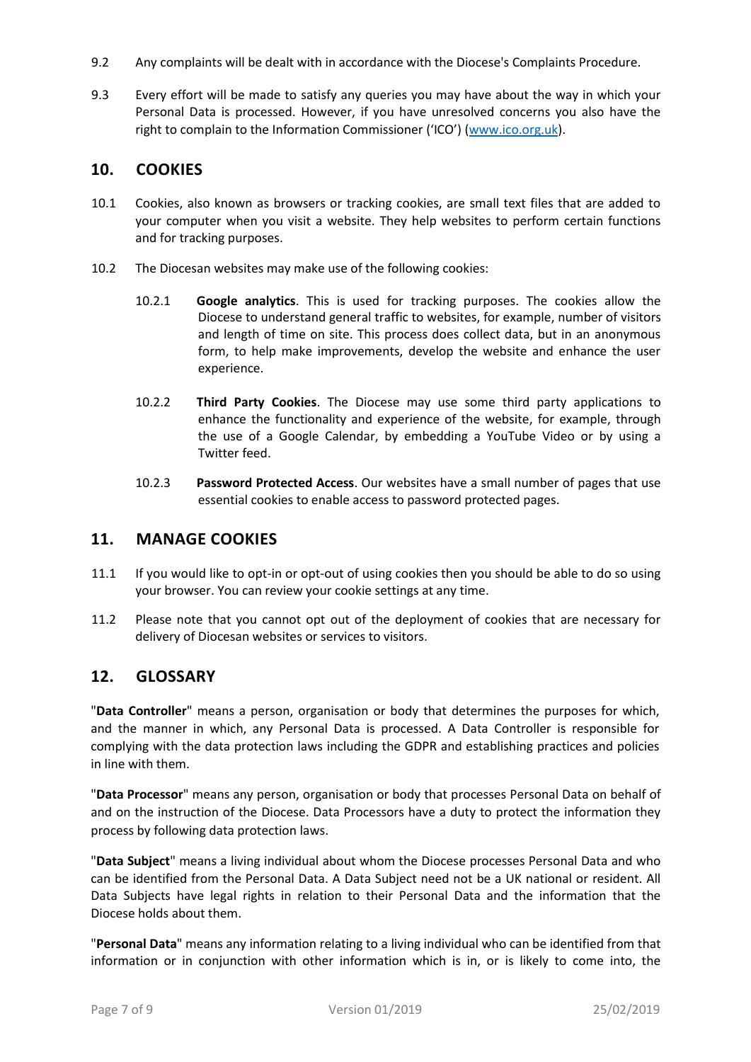9.2 Any complaints will be dealt with in accordance with the Diocese's Complaints Procedure.

9.3 Every effort will be made to satisfy any queries you may have about the way in which your Personal Data is processed. However, if you have unresolved concerns you also have the right to complain to the Information Commissioner ('ICO') ([www.ico.org.uk](www.ico.org.uk)).

## 10. COOKIES

10.1 Cookies, also known as browsers or tracking cookies, are small text files that are added to your computer when you visit a website. They help websites to perform certain functions and for tracking purposes.

10.2 The Diocesan websites may make use of the following cookies:

10.2.1 **Google analytics**. This is used for tracking purposes. The cookies allow the Diocese to understand general traffic to websites, for example, number of visitors and length of time on site. This process does collect data, but in an anonymous form, to help make improvements, develop the website and enhance the user experience.

10.2.2 **Third Party Cookies**. The Diocese may use some third party applications to enhance the functionality and experience of the website, for example, through the use of a Google Calendar, by embedding a YouTube Video or by using a Twitter feed.

10.2.3 **Password Protected Access**. Our websites have a small number of pages that use essential cookies to enable access to password protected pages.

## 11. MANAGE COOKIES

11.1 If you would like to opt-in or opt-out of using cookies then you should be able to do so using your browser. You can review your cookie settings at any time.

11.2 Please note that you cannot opt out of the deployment of cookies that are necessary for delivery of Diocesan websites or services to visitors.

## 12. GLOSSARY

"**Data Controller**" means a person, organisation or body that determines the purposes for which, and the manner in which, any Personal Data is processed. A Data Controller is responsible for complying with the data protection laws including the GDPR and establishing practices and policies in line with them.

"**Data Processor**" means any person, organisation or body that processes Personal Data on behalf of and on the instruction of the Diocese. Data Processors have a duty to protect the information they process by following data protection laws.

"**Data Subject**" means a living individual about whom the Diocese processes Personal Data and who can be identified from the Personal Data. A Data Subject need not be a UK national or resident. All Data Subjects have legal rights in relation to their Personal Data and the information that the Diocese holds about them.

"**Personal Data**" means any information relating to a living individual who can be identified from that information or in conjunction with other information which is in, or is likely to come into, the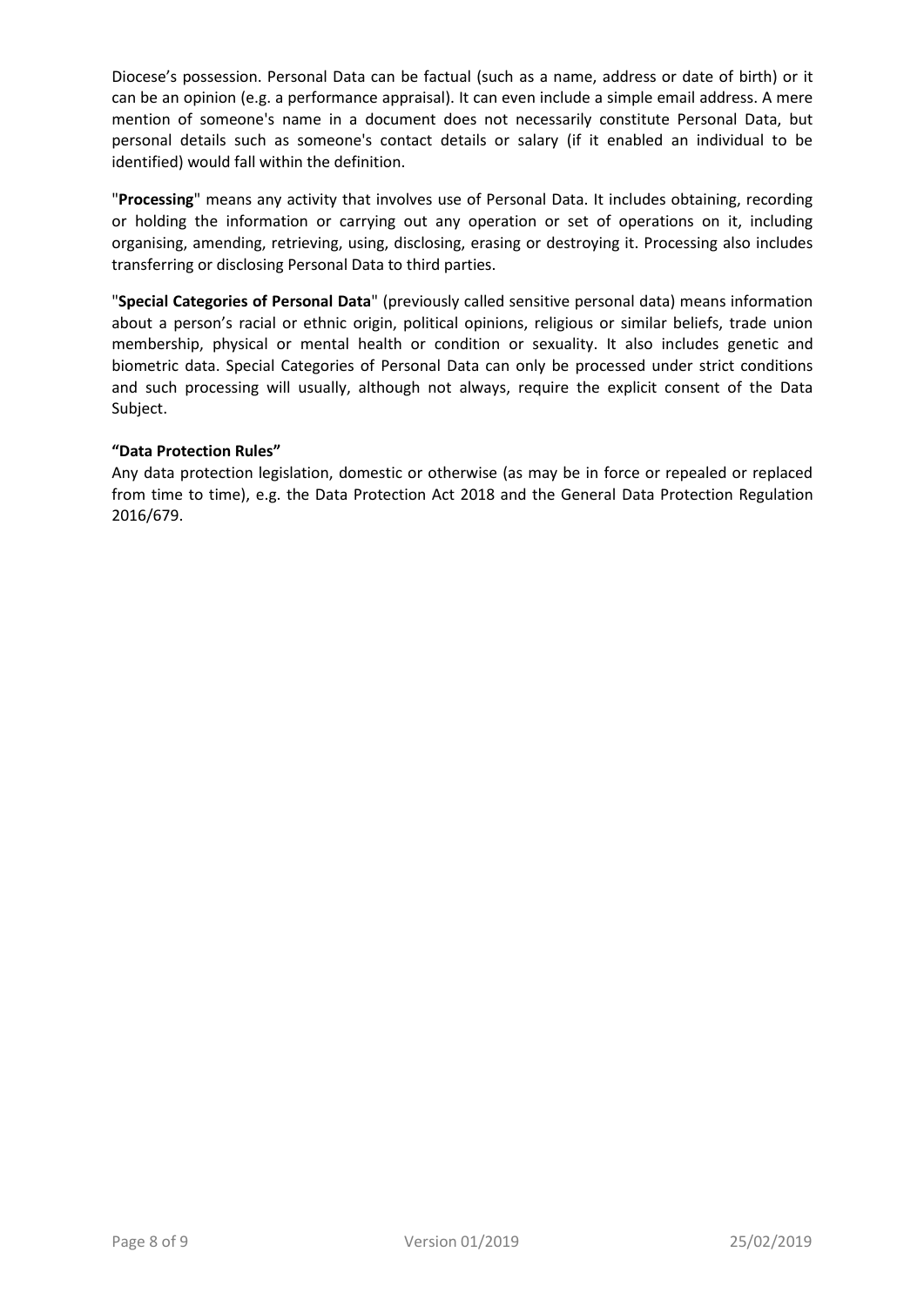Diocese's possession. Personal Data can be factual (such as a name, address or date of birth) or it can be an opinion (e.g. a performance appraisal). It can even include a simple email address. A mere mention of someone's name in a document does not necessarily constitute Personal Data, but personal details such as someone's contact details or salary (if it enabled an individual to be identified) would fall within the definition.

"**Processing**" means any activity that involves use of Personal Data. It includes obtaining, recording or holding the information or carrying out any operation or set of operations on it, including organising, amending, retrieving, using, disclosing, erasing or destroying it. Processing also includes transferring or disclosing Personal Data to third parties.

"**Special Categories of Personal Data**" (previously called sensitive personal data) means information about a person's racial or ethnic origin, political opinions, religious or similar beliefs, trade union membership, physical or mental health or condition or sexuality. It also includes genetic and biometric data. Special Categories of Personal Data can only be processed under strict conditions and such processing will usually, although not always, require the explicit consent of the Data Subject.

**"Data Protection Rules"**

Any data protection legislation, domestic or otherwise (as may be in force or repealed or replaced from time to time), e.g. the Data Protection Act 2018 and the General Data Protection Regulation 2016/679.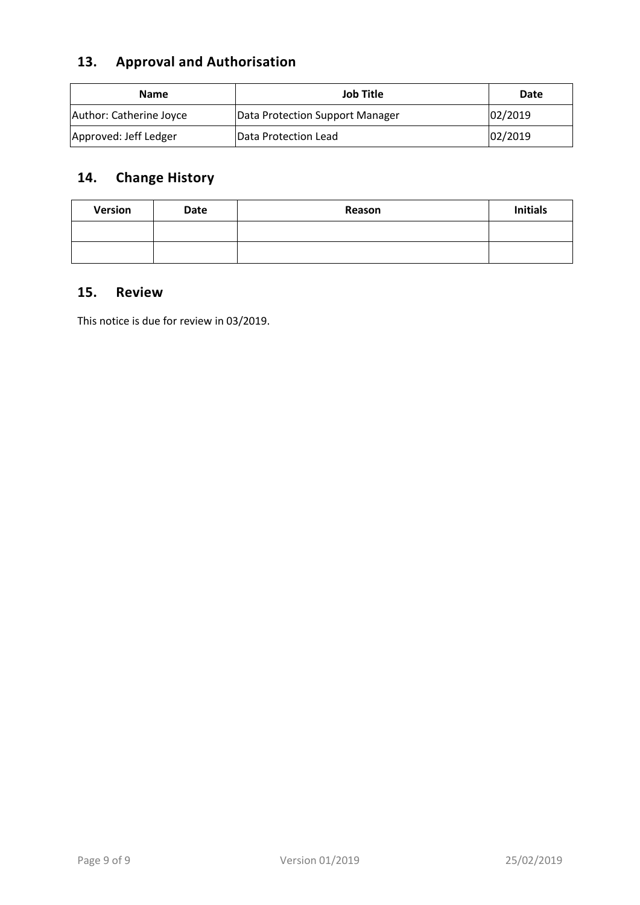## 13. Approval and Authorisation

| Name | Job Title | Date |
| --- | --- | --- |
| Author: Catherine Joyce | Data Protection Support Manager | 02/2019 |
| Approved: Jeff Ledger | Data Protection Lead | 02/2019 |

## 14. Change History

| Version | Date | Reason | Initials |
| --- | --- | --- | --- |
| | | | |
| | | | |

## 15. Review

This notice is due for review in 03/2019.